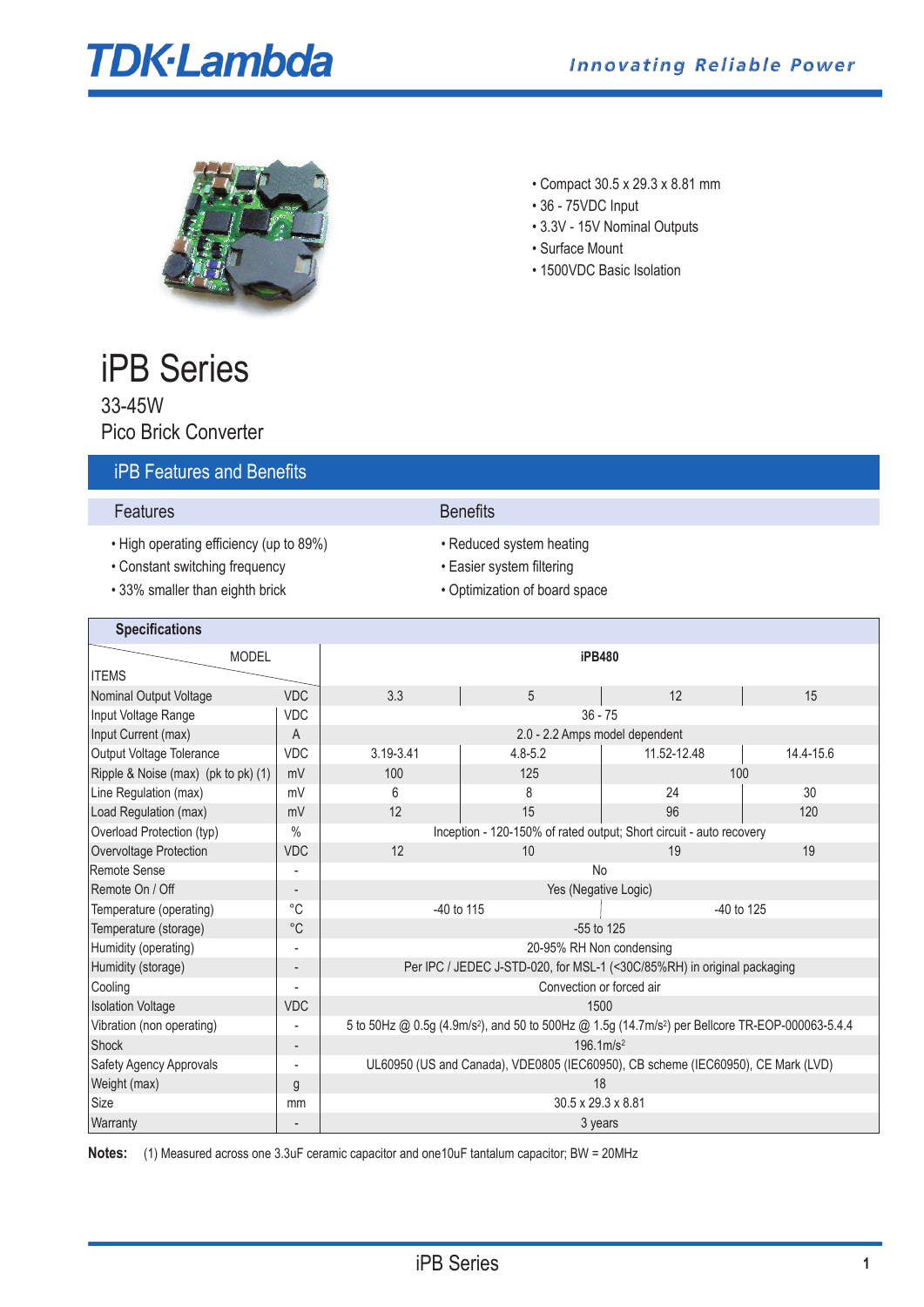TDK·Lambda

Innovating Reliable Power

- Compact 30.5 x 29.3 x 8.81 mm
- 36 - 75VDC Input
- 3.3V - 15V Nominal Outputs
- Surface Mount
- 1500VDC Basic Isolation

# iPB Series

33-45W

Pico Brick Converter

## iPB Features and Benefits

| Features | Benefits |
|---|---|
| • High operating efficiency (up to 89%) | • Reduced system heating |
| • Constant switching frequency | • Easier system filtering |
| • 33% smaller than eighth brick | • Optimization of board space |

### Specifications

| ITEMS / MODEL | | iPB480 | | | |
|---|---|---|---|---|---|
| Nominal Output Voltage | VDC | 3.3 | 5 | 12 | 15 |
| Input Voltage Range | VDC | 36 - 75 | | | |
| Input Current (max) | A | 2.0 - 2.2 Amps model dependent | | | |
| Output Voltage Tolerance | VDC | 3.19-3.41 | 4.8-5.2 | 11.52-12.48 | 14.4-15.6 |
| Ripple & Noise (max) (pk to pk) (1) | mV | 100 | 125 | 100 | |
| Line Regulation (max) | mV | 6 | 8 | 24 | 30 |
| Load Regulation (max) | mV | 12 | 15 | 96 | 120 |
| Overload Protection (typ) | % | Inception - 120-150% of rated output; Short circuit - auto recovery | | | |
| Overvoltage Protection | VDC | 12 | 10 | 19 | 19 |
| Remote Sense | - | No | | | |
| Remote On / Off | - | Yes (Negative Logic) | | | |
| Temperature (operating) | °C | -40 to 115 | | -40 to 125 | |
| Temperature (storage) | °C | -55 to 125 | | | |
| Humidity (operating) | - | 20-95% RH Non condensing | | | |
| Humidity (storage) | - | Per IPC / JEDEC J-STD-020, for MSL-1 (<30C/85%RH) in original packaging | | | |
| Cooling | - | Convection or forced air | | | |
| Isolation Voltage | VDC | 1500 | | | |
| Vibration (non operating) | - | 5 to 50Hz @ 0.5g (4.9m/s$^2$), and 50 to 500Hz @ 1.5g (14.7m/s$^2$) per Bellcore TR-EOP-000063-5.4.4 | | | |
| Shock | - | 196.1m/s$^2$ | | | |
| Safety Agency Approvals | - | UL60950 (US and Canada), VDE0805 (IEC60950), CB scheme (IEC60950), CE Mark (LVD) | | | |
| Weight (max) | g | 18 | | | |
| Size | mm | 30.5 x 29.3 x 8.81 | | | |
| Warranty | - | 3 years | | | |

**Notes:** (1) Measured across one 3.3uF ceramic capacitor and one10uF tantalum capacitor; BW = 20MHz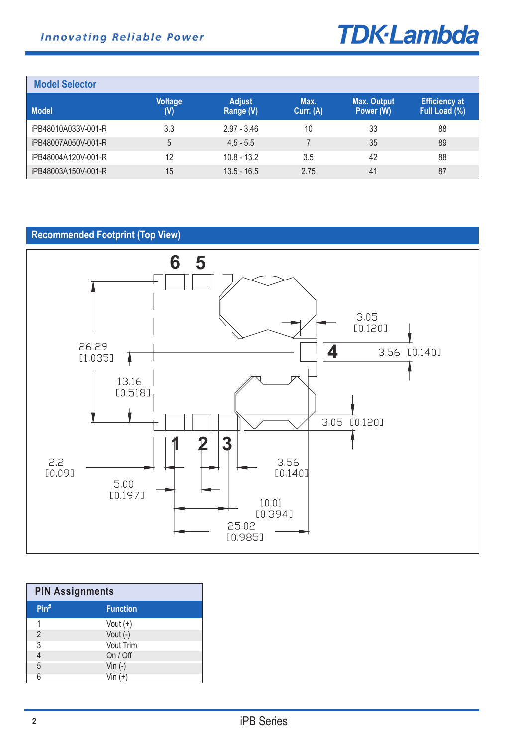## Model Selector

| Model | Voltage (V) | Adjust Range (V) | Max. Curr. (A) | Max. Output Power (W) | Efficiency at Full Load (%) |
|---|---|---|---|---|---|
| iPB48010A033V-001-R | 3.3 | 2.97 - 3.46 | 10 | 33 | 88 |
| iPB48007A050V-001-R | 5 | 4.5 - 5.5 | 7 | 35 | 89 |
| iPB48004A120V-001-R | 12 | 10.8 - 13.2 | 3.5 | 42 | 88 |
| iPB48003A150V-001-R | 15 | 13.5 - 16.5 | 2.75 | 41 | 87 |

## Recommended Footprint (Top View)

6 5

4

1 2 3

26.29 [1.035]

13.16 [0.518]

3.05 [0.120]

3.56 [0.140]

3.05 [0.120]

2.2 [0.09]

5.00 [0.197]

3.56 [0.140]

10.01 [0.394]

25.02 [0.985]

## PIN Assignments

| Pin# | Function |
|---|---|
| 1 | Vout (+) |
| 2 | Vout (-) |
| 3 | Vout Trim |
| 4 | On / Off |
| 5 | Vin (-) |
| 6 | Vin (+) |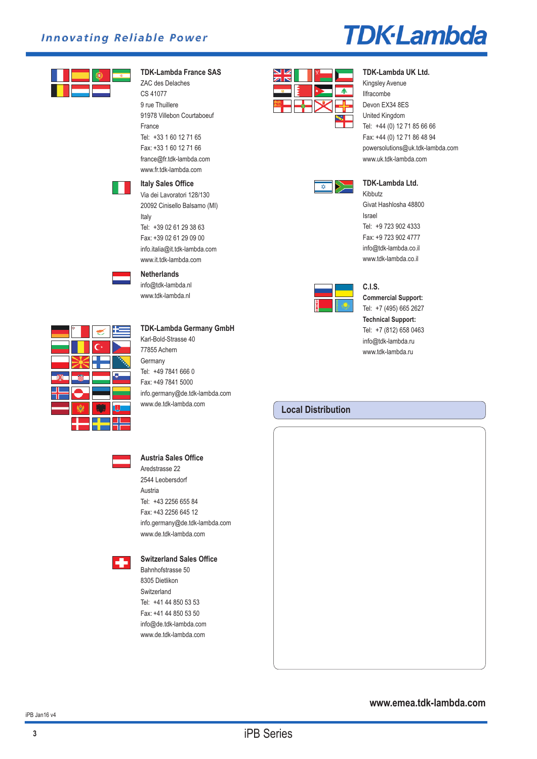**TDK-Lambda France SAS**
ZAC des Delaches
CS 41077
9 rue Thuillere
91978 Villebon Courtaboeuf
France
Tel: +33 1 60 12 71 65
Fax: +33 1 60 12 71 66
france@fr.tdk-lambda.com
www.fr.tdk-lambda.com

**Italy Sales Office**
Via dei Lavoratori 128/130
20092 Cinisello Balsamo (MI)
Italy
Tel: +39 02 61 29 38 63
Fax: +39 02 61 29 09 00
info.italia@it.tdk-lambda.com
www.it.tdk-lambda.com

**Netherlands**
info@tdk-lambda.nl
www.tdk-lambda.nl

**TDK-Lambda Germany GmbH**
Karl-Bold-Strasse 40
77855 Achern
Germany
Tel: +49 7841 666 0
Fax: +49 7841 5000
info.germany@de.tdk-lambda.com
www.de.tdk-lambda.com

**Austria Sales Office**
Aredstrasse 22
2544 Leobersdorf
Austria
Tel: +43 2256 655 84
Fax: +43 2256 645 12
info.germany@de.tdk-lambda.com
www.de.tdk-lambda.com

**Switzerland Sales Office**
Bahnhofstrasse 50
8305 Dietlikon
Switzerland
Tel: +41 44 850 53 53
Fax: +41 44 850 53 50
info@de.tdk-lambda.com
www.de.tdk-lambda.com

**TDK-Lambda UK Ltd.**
Kingsley Avenue
Ilfracombe
Devon EX34 8ES
United Kingdom
Tel: +44 (0) 12 71 85 66 66
Fax: +44 (0) 12 71 86 48 94
powersolutions@uk.tdk-lambda.com
www.uk.tdk-lambda.com

**TDK-Lambda Ltd.**
Kibbutz
Givat Hashlosha 48800
Israel
Tel: +9 723 902 4333
Fax: +9 723 902 4777
info@tdk-lambda.co.il
www.tdk-lambda.co.il

**C.I.S.**
**Commercial Support:**
Tel: +7 (495) 665 2627
**Technical Support:**
Tel: +7 (812) 658 0463
info@tdk-lambda.ru
www.tdk-lambda.ru

## Local Distribution

**www.emea.tdk-lambda.com**

iPB Jan16 v4